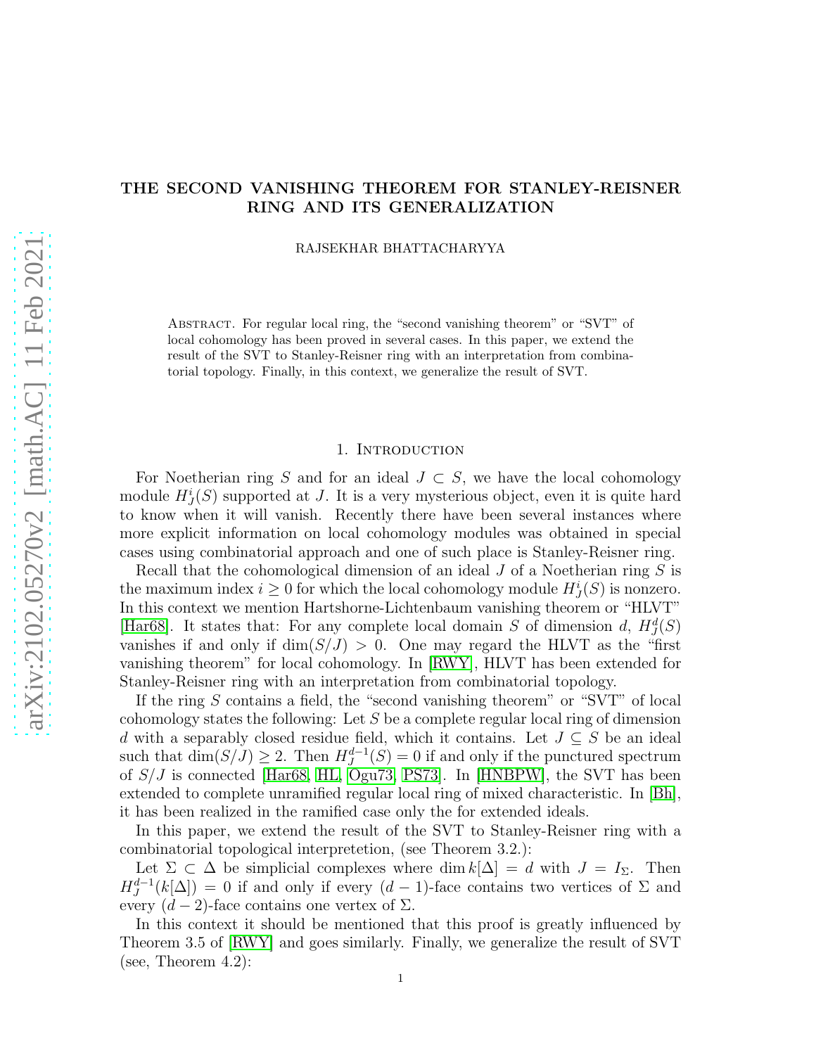# THE SECOND VANISHING THEOREM FOR STANLEY-REISNER RING AND ITS GENERALIZATION

RAJSEKHAR BHATTACHARYYA

Abstract. For regular local ring, the "second vanishing theorem" or "SVT" of local cohomology has been proved in several cases. In this paper, we extend the result of the SVT to Stanley-Reisner ring with an interpretation from combinatorial topology. Finally, in this context, we generalize the result of SVT.

## 1. Introduction

For Noetherian ring $S$ and for an ideal $J \subset S$, we have the local cohomology module $H^i_J(S)$ supported at $J$. It is a very mysterious object, even it is quite hard to know when it will vanish. Recently there have been several instances where more explicit information on local cohomology modules was obtained in special cases using combinatorial approach and one of such place is Stanley-Reisner ring.

Recall that the cohomological dimension of an ideal $J$ of a Noetherian ring $S$ is the maximum index $i \geq 0$ for which the local cohomology module $H^i_J(S)$ is nonzero. In this context we mention Hartshorne-Lichtenbaum vanishing theorem or "HLVT" [Har68]. It states that: For any complete local domain $S$ of dimension $d$, $H^d_J(S)$ vanishes if and only if $\dim(S/J) > 0$. One may regard the HLVT as the "first vanishing theorem" for local cohomology. In [RWY], HLVT has been extended for Stanley-Reisner ring with an interpretation from combinatorial topology.

If the ring $S$ contains a field, the "second vanishing theorem" or "SVT" of local cohomology states the following: Let $S$ be a complete regular local ring of dimension $d$ with a separably closed residue field, which it contains. Let $J \subseteq S$ be an ideal such that $\dim(S/J) \geq 2$. Then $H^{d-1}_J(S) = 0$ if and only if the punctured spectrum of $S/J$ is connected [Har68, HL, Ogu73, PS73]. In [HNBPW], the SVT has been extended to complete unramified regular local ring of mixed characteristic. In [Bh], it has been realized in the ramified case only the for extended ideals.

In this paper, we extend the result of the SVT to Stanley-Reisner ring with a combinatorial topological interpretetion, (see Theorem 3.2.):

Let $\Sigma \subset \Delta$ be simplicial complexes where $\dim k[\Delta] = d$ with $J = I_\Sigma$. Then $H^{d-1}_J(k[\Delta]) = 0$ if and only if every $(d-1)$-face contains two vertices of $\Sigma$ and every $(d-2)$-face contains one vertex of $\Sigma$.

In this context it should be mentioned that this proof is greatly influenced by Theorem 3.5 of [RWY] and goes similarly. Finally, we generalize the result of SVT (see, Theorem 4.2):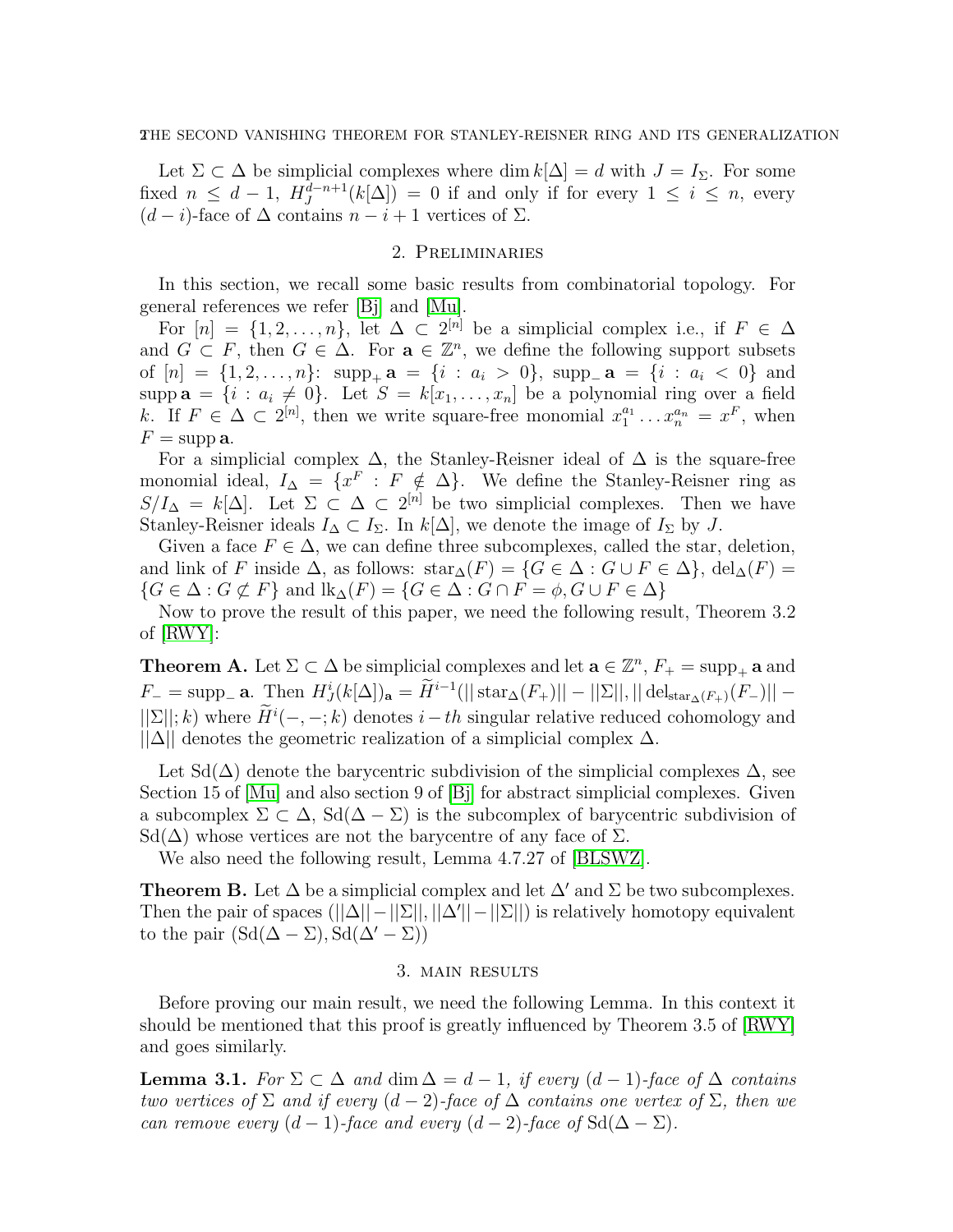Let $\Sigma \subset \Delta$ be simplicial complexes where $\dim k[\Delta] = d$ with $J = I_\Sigma$. For some fixed $n \leq d-1$, $H_J^{d-n+1}(k[\Delta]) = 0$ if and only if for every $1 \leq i \leq n$, every $(d-i)$-face of $\Delta$ contains $n-i+1$ vertices of $\Sigma$.

## 2. Preliminaries

In this section, we recall some basic results from combinatorial topology. For general references we refer [Bj] and [Mu].

For $[n] = \{1, 2, \ldots, n\}$, let $\Delta \subset 2^{[n]}$ be a simplicial complex i.e., if $F \in \Delta$ and $G \subset F$, then $G \in \Delta$. For $\mathbf{a} \in \mathbb{Z}^n$, we define the following support subsets of $[n] = \{1, 2, \ldots, n\}$: $\operatorname{supp}_+ \mathbf{a} = \{i : a_i > 0\}$, $\operatorname{supp}_- \mathbf{a} = \{i : a_i < 0\}$ and $\operatorname{supp} \mathbf{a} = \{i : a_i \neq 0\}$. Let $S = k[x_1, \ldots, x_n]$ be a polynomial ring over a field $k$. If $F \in \Delta \subset 2^{[n]}$, then we write square-free monomial $x_1^{a_1} \ldots x_n^{a_n} = x^F$, when $F = \operatorname{supp} \mathbf{a}$.

For a simplicial complex $\Delta$, the Stanley-Reisner ideal of $\Delta$ is the square-free monomial ideal, $I_\Delta = \{x^F : F \notin \Delta\}$. We define the Stanley-Reisner ring as $S/I_\Delta = k[\Delta]$. Let $\Sigma \subset \Delta \subset 2^{[n]}$ be two simplicial complexes. Then we have Stanley-Reisner ideals $I_\Delta \subset I_\Sigma$. In $k[\Delta]$, we denote the image of $I_\Sigma$ by $J$.

Given a face $F \in \Delta$, we can define three subcomplexes, called the star, deletion, and link of $F$ inside $\Delta$, as follows: $\operatorname{star}_\Delta(F) = \{G \in \Delta : G \cup F \in \Delta\}$, $\operatorname{del}_\Delta(F) = \{G \in \Delta : G \not\subset F\}$ and $\operatorname{lk}_\Delta(F) = \{G \in \Delta : G \cap F = \phi, G \cup F \in \Delta\}$

Now to prove the result of this paper, we need the following result, Theorem 3.2 of [RWY]:

**Theorem A.** Let $\Sigma \subset \Delta$ be simplicial complexes and let $\mathbf{a} \in \mathbb{Z}^n$, $F_+ = \operatorname{supp}_+ \mathbf{a}$ and $F_- = \operatorname{supp}_- \mathbf{a}$. Then $H_J^i(k[\Delta])_{\mathbf{a}} = \widetilde{H}^{i-1}(||\operatorname{star}_\Delta(F_+)|| - ||\Sigma||, ||\operatorname{del}_{\operatorname{star}_\Delta(F_+)}(F_-)|| - ||\Sigma||; k)$ where $\widetilde{H}^i(-,-;k)$ denotes $i-th$ singular relative reduced cohomology and $||\Delta||$ denotes the geometric realization of a simplicial complex $\Delta$.

Let $\operatorname{Sd}(\Delta)$ denote the barycentric subdivision of the simplicial complexes $\Delta$, see Section 15 of [Mu] and also section 9 of [Bj] for abstract simplicial complexes. Given a subcomplex $\Sigma \subset \Delta$, $\operatorname{Sd}(\Delta - \Sigma)$ is the subcomplex of barycentric subdivision of $\operatorname{Sd}(\Delta)$ whose vertices are not the barycentre of any face of $\Sigma$.

We also need the following result, Lemma 4.7.27 of [BLSWZ].

**Theorem B.** Let $\Delta$ be a simplicial complex and let $\Delta'$ and $\Sigma$ be two subcomplexes. Then the pair of spaces $(||\Delta|| - ||\Sigma||, ||\Delta'|| - ||\Sigma||)$ is relatively homotopy equivalent to the pair $(\operatorname{Sd}(\Delta - \Sigma), \operatorname{Sd}(\Delta' - \Sigma))$

## 3. Main results

Before proving our main result, we need the following Lemma. In this context it should be mentioned that this proof is greatly influenced by Theorem 3.5 of [RWY] and goes similarly.

**Lemma 3.1.** *For $\Sigma \subset \Delta$ and $\dim \Delta = d-1$, if every $(d-1)$-face of $\Delta$ contains two vertices of $\Sigma$ and if every $(d-2)$-face of $\Delta$ contains one vertex of $\Sigma$, then we can remove every $(d-1)$-face and every $(d-2)$-face of $\operatorname{Sd}(\Delta - \Sigma)$.*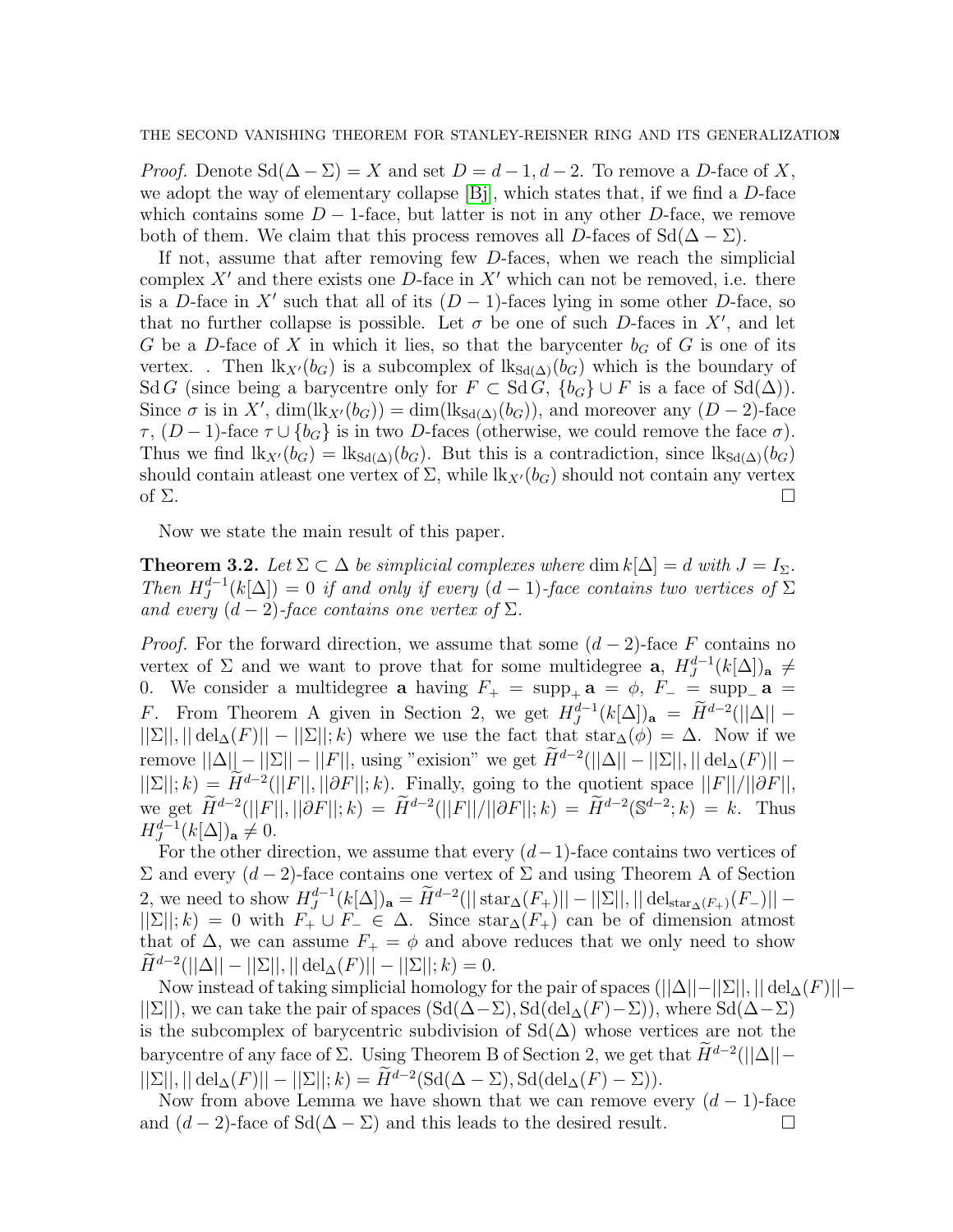*Proof.* Denote $\operatorname{Sd}(\Delta - \Sigma) = X$ and set $D = d-1, d-2$. To remove a $D$-face of $X$, we adopt the way of elementary collapse [Bj], which states that, if we find a $D$-face which contains some $D-1$-face, but latter is not in any other $D$-face, we remove both of them. We claim that this process removes all $D$-faces of $\operatorname{Sd}(\Delta - \Sigma)$.

If not, assume that after removing few $D$-faces, when we reach the simplicial complex $X'$ and there exists one $D$-face in $X'$ which can not be removed, i.e. there is a $D$-face in $X'$ such that all of its $(D-1)$-faces lying in some other $D$-face, so that no further collapse is possible. Let $\sigma$ be one of such $D$-faces in $X'$, and let $G$ be a $D$-face of $X$ in which it lies, so that the barycenter $b_G$ of $G$ is one of its vertex. . Then $\operatorname{lk}_{X'}(b_G)$ is a subcomplex of $\operatorname{lk}_{\operatorname{Sd}(\Delta)}(b_G)$ which is the boundary of $\operatorname{Sd} G$ (since being a barycentre only for $F \subset \operatorname{Sd} G$, $\{b_G\} \cup F$ is a face of $\operatorname{Sd}(\Delta)$). Since $\sigma$ is in $X'$, $\dim(\operatorname{lk}_{X'}(b_G)) = \dim(\operatorname{lk}_{\operatorname{Sd}(\Delta)}(b_G))$, and moreover any $(D-2)$-face $\tau$, $(D-1)$-face $\tau \cup \{b_G\}$ is in two $D$-faces (otherwise, we could remove the face $\sigma$). Thus we find $\operatorname{lk}_{X'}(b_G) = \operatorname{lk}_{\operatorname{Sd}(\Delta)}(b_G)$. But this is a contradiction, since $\operatorname{lk}_{\operatorname{Sd}(\Delta)}(b_G)$ should contain atleast one vertex of $\Sigma$, while $\operatorname{lk}_{X'}(b_G)$ should not contain any vertex of $\Sigma$. $\square$

Now we state the main result of this paper.

**Theorem 3.2.** *Let $\Sigma \subset \Delta$ be simplicial complexes where $\dim k[\Delta] = d$ with $J = I_\Sigma$. Then $H_J^{d-1}(k[\Delta]) = 0$ if and only if every $(d-1)$-face contains two vertices of $\Sigma$ and every $(d-2)$-face contains one vertex of $\Sigma$.*

*Proof.* For the forward direction, we assume that some $(d-2)$-face $F$ contains no vertex of $\Sigma$ and we want to prove that for some multidegree $\mathbf{a}$, $H_J^{d-1}(k[\Delta])_\mathbf{a} \neq 0$. We consider a multidegree $\mathbf{a}$ having $F_+ = \operatorname{supp}_+ \mathbf{a} = \phi$, $F_- = \operatorname{supp}_- \mathbf{a} = F$. From Theorem A given in Section 2, we get $H_J^{d-1}(k[\Delta])_\mathbf{a} = \widetilde{H}^{d-2}(||\Delta|| - ||\Sigma||, ||\operatorname{del}_\Delta(F)|| - ||\Sigma||; k)$ where we use the fact that $\operatorname{star}_\Delta(\phi) = \Delta$. Now if we remove $||\Delta|| - ||\Sigma|| - ||F||$, using "exision" we get $\widetilde{H}^{d-2}(||\Delta|| - ||\Sigma||, ||\operatorname{del}_\Delta(F)|| - ||\Sigma||; k) = \widetilde{H}^{d-2}(||F||, ||\partial F||; k)$. Finally, going to the quotient space $||F||/||\partial F||$, we get $\widetilde{H}^{d-2}(||F||, ||\partial F||; k) = \widetilde{H}^{d-2}(||F||/||\partial F||; k) = \widetilde{H}^{d-2}(\mathbb{S}^{d-2}; k) = k$. Thus $H_J^{d-1}(k[\Delta])_\mathbf{a} \neq 0$.

For the other direction, we assume that every $(d-1)$-face contains two vertices of $\Sigma$ and every $(d-2)$-face contains one vertex of $\Sigma$ and using Theorem A of Section 2, we need to show $H_J^{d-1}(k[\Delta])_\mathbf{a} = \widetilde{H}^{d-2}(||\operatorname{star}_\Delta(F_+)|| - ||\Sigma||, ||\operatorname{del}_{\operatorname{star}_\Delta(F_+)}(F_-)|| - ||\Sigma||; k) = 0$ with $F_+ \cup F_- \in \Delta$. Since $\operatorname{star}_\Delta(F_+)$ can be of dimension atmost that of $\Delta$, we can assume $F_+ = \phi$ and above reduces that we only need to show $\widetilde{H}^{d-2}(||\Delta|| - ||\Sigma||, ||\operatorname{del}_\Delta(F)|| - ||\Sigma||; k) = 0$.

Now instead of taking simplicial homology for the pair of spaces $(||\Delta|| - ||\Sigma||, ||\operatorname{del}_\Delta(F)|| - ||\Sigma||)$, we can take the pair of spaces $(\operatorname{Sd}(\Delta - \Sigma), \operatorname{Sd}(\operatorname{del}_\Delta(F) - \Sigma))$, where $\operatorname{Sd}(\Delta - \Sigma)$ is the subcomplex of barycentric subdivision of $\operatorname{Sd}(\Delta)$ whose vertices are not the barycentre of any face of $\Sigma$. Using Theorem B of Section 2, we get that $\widetilde{H}^{d-2}(||\Delta|| - ||\Sigma||, ||\operatorname{del}_\Delta(F)|| - ||\Sigma||; k) = \widetilde{H}^{d-2}(\operatorname{Sd}(\Delta - \Sigma), \operatorname{Sd}(\operatorname{del}_\Delta(F) - \Sigma))$.

Now from above Lemma we have shown that we can remove every $(d-1)$-face and $(d-2)$-face of $\operatorname{Sd}(\Delta - \Sigma)$ and this leads to the desired result. $\square$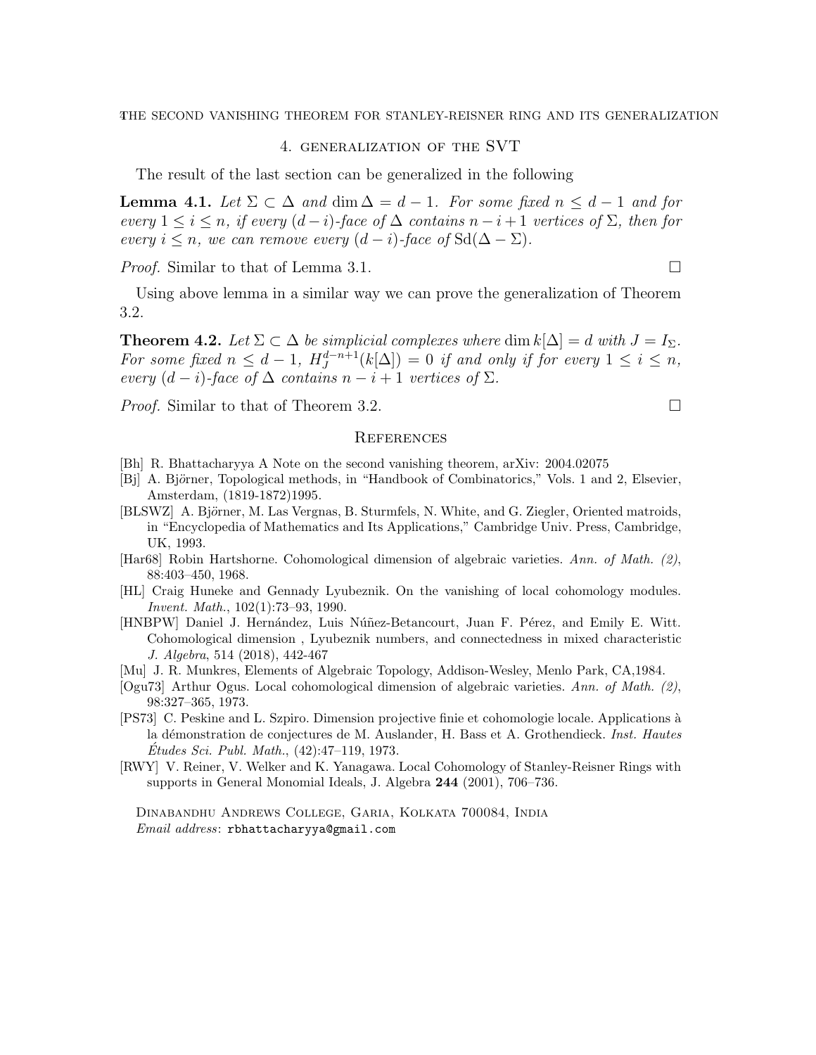## 4. generalization of the SVT

The result of the last section can be generalized in the following

**Lemma 4.1.** *Let $\Sigma \subset \Delta$ and $\dim \Delta = d-1$. For some fixed $n \leq d-1$ and for every $1 \leq i \leq n$, if every $(d-i)$-face of $\Delta$ contains $n-i+1$ vertices of $\Sigma$, then for every $i \leq n$, we can remove every $(d-i)$-face of $\mathrm{Sd}(\Delta - \Sigma)$.*

*Proof.* Similar to that of Lemma 3.1. □

Using above lemma in a similar way we can prove the generalization of Theorem 3.2.

**Theorem 4.2.** *Let $\Sigma \subset \Delta$ be simplicial complexes where $\dim k[\Delta] = d$ with $J = I_\Sigma$. For some fixed $n \leq d-1$, $H_J^{d-n+1}(k[\Delta]) = 0$ if and only if for every $1 \leq i \leq n$, every $(d-i)$-face of $\Delta$ contains $n-i+1$ vertices of $\Sigma$.*

*Proof.* Similar to that of Theorem 3.2. □

## References

[Bh] R. Bhattacharyya A Note on the second vanishing theorem, arXiv: 2004.02075

[Bj] A. Björner, Topological methods, in "Handbook of Combinatorics," Vols. 1 and 2, Elsevier, Amsterdam, (1819-1872)1995.

[BLSWZ] A. Björner, M. Las Vergnas, B. Sturmfels, N. White, and G. Ziegler, Oriented matroids, in "Encyclopedia of Mathematics and Its Applications," Cambridge Univ. Press, Cambridge, UK, 1993.

[Har68] Robin Hartshorne. Cohomological dimension of algebraic varieties. *Ann. of Math. (2)*, 88:403–450, 1968.

[HL] Craig Huneke and Gennady Lyubeznik. On the vanishing of local cohomology modules. *Invent. Math.*, 102(1):73–93, 1990.

[HNBPW] Daniel J. Hernández, Luis Núñez-Betancourt, Juan F. Pérez, and Emily E. Witt. Cohomological dimension , Lyubeznik numbers, and connectedness in mixed characteristic *J. Algebra*, 514 (2018), 442-467

[Mu] J. R. Munkres, Elements of Algebraic Topology, Addison-Wesley, Menlo Park, CA,1984.

[Ogu73] Arthur Ogus. Local cohomological dimension of algebraic varieties. *Ann. of Math. (2)*, 98:327–365, 1973.

[PS73] C. Peskine and L. Szpiro. Dimension projective finie et cohomologie locale. Applications à la démonstration de conjectures de M. Auslander, H. Bass et A. Grothendieck. *Inst. Hautes Études Sci. Publ. Math.*, (42):47–119, 1973.

[RWY] V. Reiner, V. Welker and K. Yanagawa. Local Cohomology of Stanley-Reisner Rings with supports in General Monomial Ideals, J. Algebra **244** (2001), 706–736.

Dinabandhu Andrews College, Garia, Kolkata 700084, India
*Email address*: rbhattacharyya@gmail.com